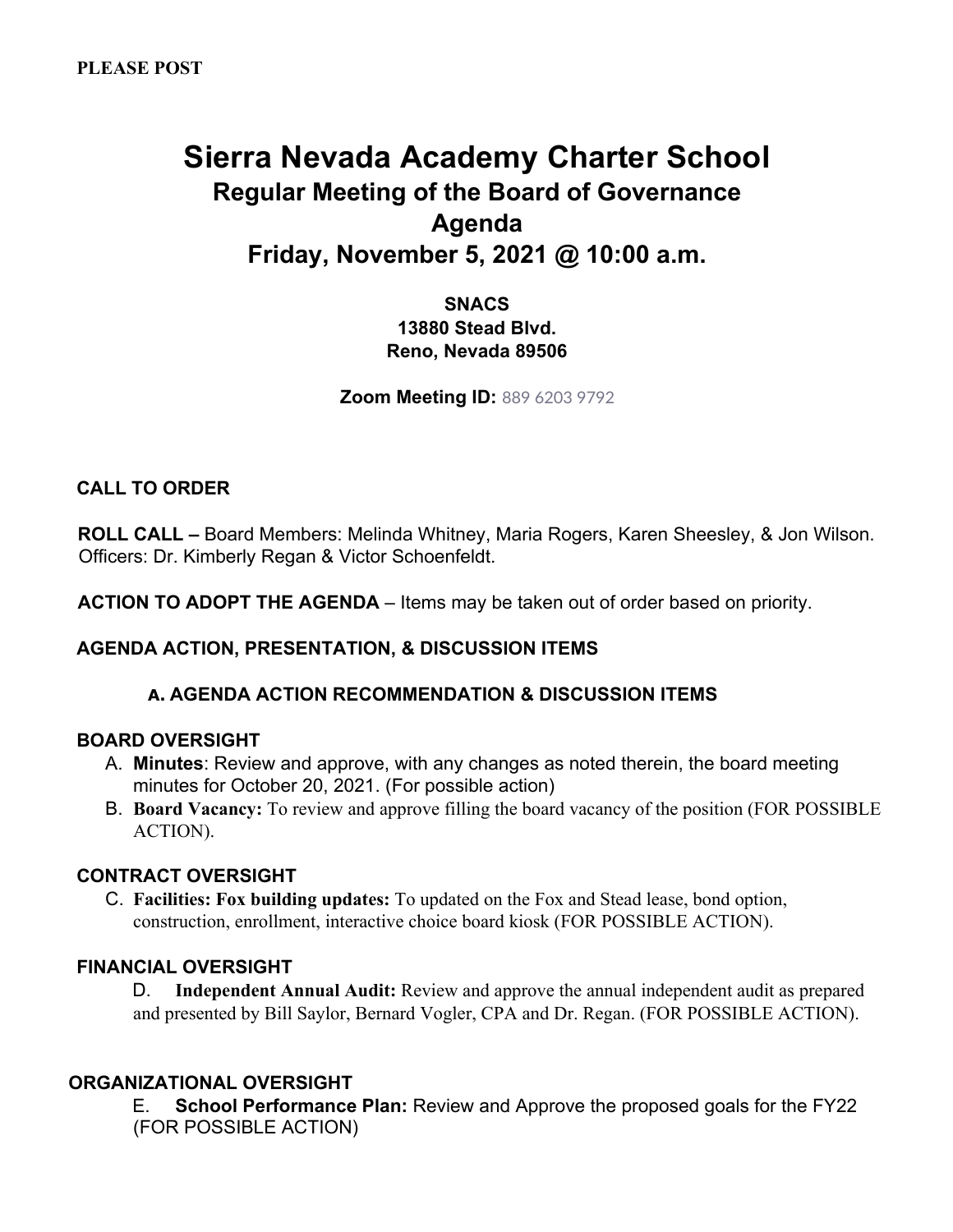**PLEASE POST**

# Sierra Nevada Academy Charter School

## Regular Meeting of the Board of Governance

## Agenda

## Friday, November 5, 2021 @ 10:00 a.m.

**SNACS**
**13880 Stead Blvd.**
**Reno, Nevada 89506**

**Zoom Meeting ID:** 889 6203 9792

**CALL TO ORDER**

**ROLL CALL –** Board Members: Melinda Whitney, Maria Rogers, Karen Sheesley, & Jon Wilson. Officers: Dr. Kimberly Regan & Victor Schoenfeldt.

**ACTION TO ADOPT THE AGENDA** – Items may be taken out of order based on priority.

**AGENDA ACTION, PRESENTATION, & DISCUSSION ITEMS**

**a. AGENDA ACTION RECOMMENDATION & DISCUSSION ITEMS**

**BOARD OVERSIGHT**

A. **Minutes**: Review and approve, with any changes as noted therein, the board meeting minutes for October 20, 2021. (For possible action)

B. **Board Vacancy:** To review and approve filling the board vacancy of the position (FOR POSSIBLE ACTION).

**CONTRACT OVERSIGHT**

C. **Facilities: Fox building updates:** To updated on the Fox and Stead lease, bond option, construction, enrollment, interactive choice board kiosk (FOR POSSIBLE ACTION).

**FINANCIAL OVERSIGHT**

D. **Independent Annual Audit:** Review and approve the annual independent audit as prepared and presented by Bill Saylor, Bernard Vogler, CPA and Dr. Regan. (FOR POSSIBLE ACTION).

**ORGANIZATIONAL OVERSIGHT**

E. **School Performance Plan:** Review and Approve the proposed goals for the FY22 (FOR POSSIBLE ACTION)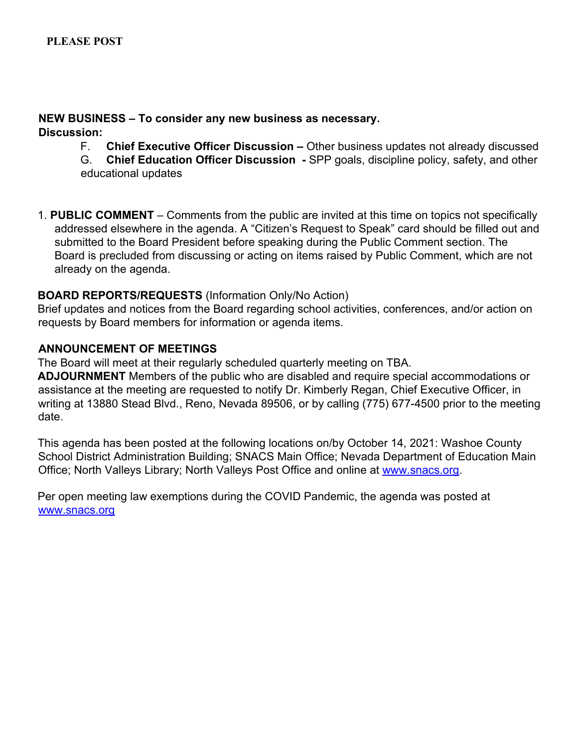**PLEASE POST**

**NEW BUSINESS – To consider any new business as necessary.**
**Discussion:**

F. **Chief Executive Officer Discussion –** Other business updates not already discussed

G. **Chief Education Officer Discussion -** SPP goals, discipline policy, safety, and other educational updates

1. **PUBLIC COMMENT** – Comments from the public are invited at this time on topics not specifically addressed elsewhere in the agenda. A "Citizen's Request to Speak" card should be filled out and submitted to the Board President before speaking during the Public Comment section. The Board is precluded from discussing or acting on items raised by Public Comment, which are not already on the agenda.

**BOARD REPORTS/REQUESTS** (Information Only/No Action)
Brief updates and notices from the Board regarding school activities, conferences, and/or action on requests by Board members for information or agenda items.

**ANNOUNCEMENT OF MEETINGS**
The Board will meet at their regularly scheduled quarterly meeting on TBA.
**ADJOURNMENT** Members of the public who are disabled and require special accommodations or assistance at the meeting are requested to notify Dr. Kimberly Regan, Chief Executive Officer, in writing at 13880 Stead Blvd., Reno, Nevada 89506, or by calling (775) 677-4500 prior to the meeting date.

This agenda has been posted at the following locations on/by October 14, 2021: Washoe County School District Administration Building; SNACS Main Office; Nevada Department of Education Main Office; North Valleys Library; North Valleys Post Office and online at www.snacs.org.

Per open meeting law exemptions during the COVID Pandemic, the agenda was posted at www.snacs.org